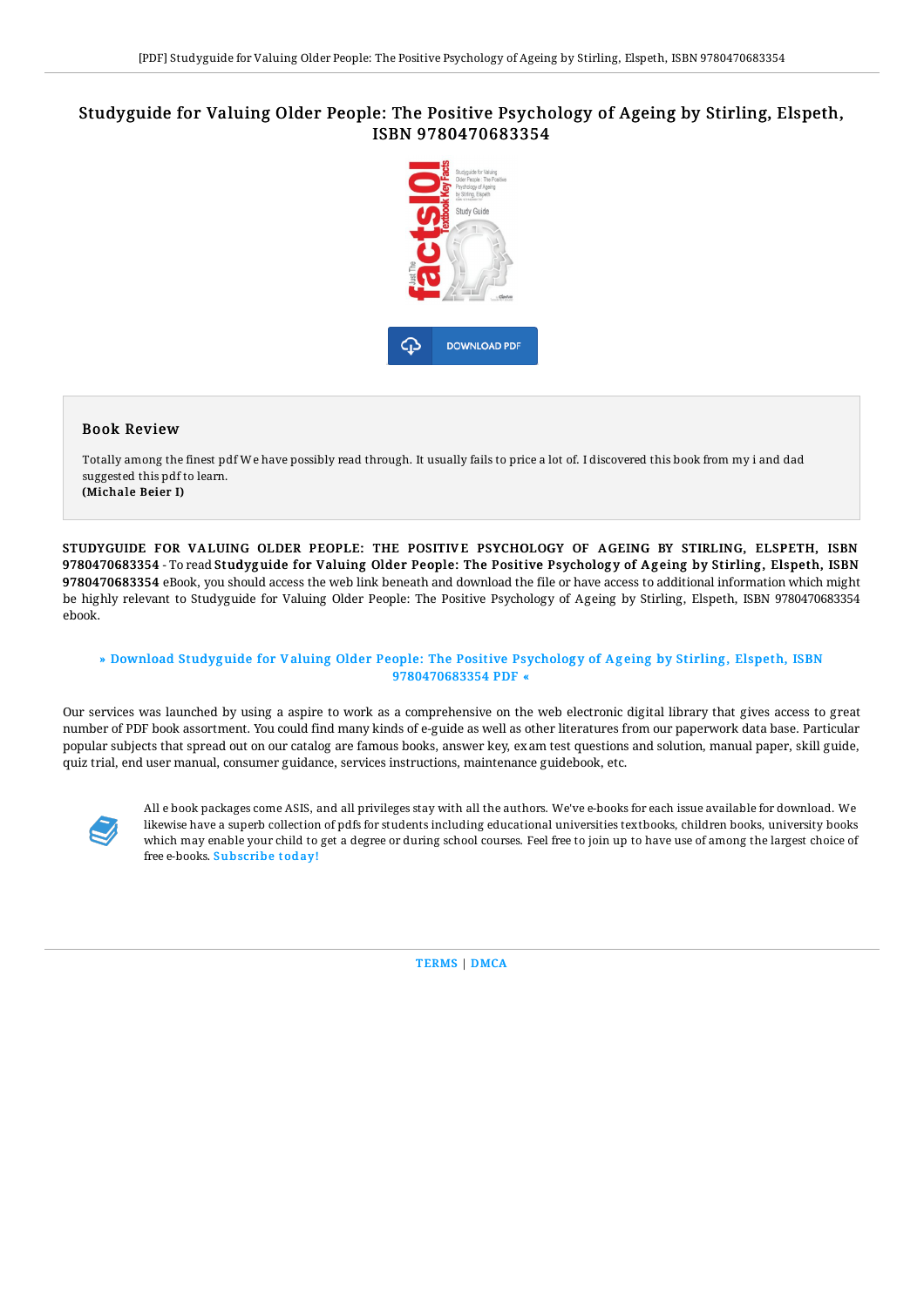# Studyguide for Valuing Older People: The Positive Psychology of Ageing by Stirling, Elspeth, ISBN 9780470683354

DOWNLOAD PDF

## Book Review

Totally among the finest pdf We have possibly read through. It usually fails to price a lot of. I discovered this book from my i and dad suggested this pdf to learn.
**(Michale Beier I)**

STUDYGUIDE FOR VALUING OLDER PEOPLE: THE POSITIVE PSYCHOLOGY OF AGEING BY STIRLING, ELSPETH, ISBN 9780470683354 - To read **Studyguide for Valuing Older People: The Positive Psychology of Ageing by Stirling, Elspeth, ISBN 9780470683354** eBook, you should access the web link beneath and download the file or have access to additional information which might be highly relevant to Studyguide for Valuing Older People: The Positive Psychology of Ageing by Stirling, Elspeth, ISBN 9780470683354 ebook.

» Download Studyguide for Valuing Older People: The Positive Psychology of Ageing by Stirling, Elspeth, ISBN 9780470683354 PDF «

Our services was launched by using a aspire to work as a comprehensive on the web electronic digital library that gives access to great number of PDF book assortment. You could find many kinds of e-guide as well as other literatures from our paperwork data base. Particular popular subjects that spread out on our catalog are famous books, answer key, exam test questions and solution, manual paper, skill guide, quiz trial, end user manual, consumer guidance, services instructions, maintenance guidebook, etc.

All e book packages come ASIS, and all privileges stay with all the authors. We've e-books for each issue available for download. We likewise have a superb collection of pdfs for students including educational universities textbooks, children books, university books which may enable your child to get a degree or during school courses. Feel free to join up to have use of among the largest choice of free e-books. Subscribe today!

TERMS | DMCA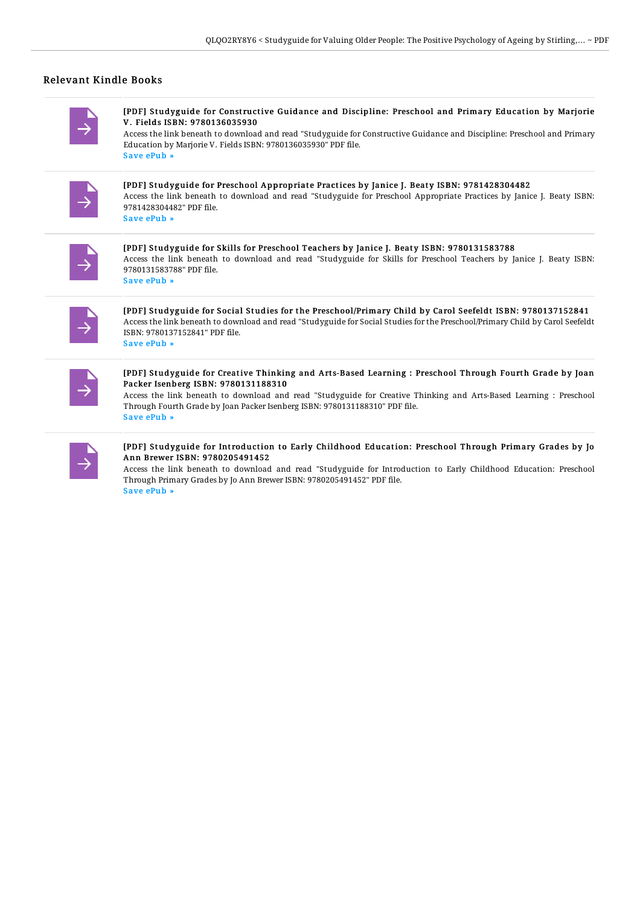## Relevant Kindle Books

**[PDF] Studyguide for Constructive Guidance and Discipline: Preschool and Primary Education by Marjorie V. Fields ISBN: 9780136035930**

Access the link beneath to download and read "Studyguide for Constructive Guidance and Discipline: Preschool and Primary Education by Marjorie V. Fields ISBN: 9780136035930" PDF file.

Save ePub »

**[PDF] Studyguide for Preschool Appropriate Practices by Janice J. Beaty ISBN: 9781428304482**

Access the link beneath to download and read "Studyguide for Preschool Appropriate Practices by Janice J. Beaty ISBN: 9781428304482" PDF file.

Save ePub »

**[PDF] Studyguide for Skills for Preschool Teachers by Janice J. Beaty ISBN: 9780131583788**

Access the link beneath to download and read "Studyguide for Skills for Preschool Teachers by Janice J. Beaty ISBN: 9780131583788" PDF file.

Save ePub »

**[PDF] Studyguide for Social Studies for the Preschool/Primary Child by Carol Seefeldt ISBN: 9780137152841**

Access the link beneath to download and read "Studyguide for Social Studies for the Preschool/Primary Child by Carol Seefeldt ISBN: 9780137152841" PDF file.

Save ePub »

**[PDF] Studyguide for Creative Thinking and Arts-Based Learning : Preschool Through Fourth Grade by Joan Packer Isenberg ISBN: 9780131188310**

Access the link beneath to download and read "Studyguide for Creative Thinking and Arts-Based Learning : Preschool Through Fourth Grade by Joan Packer Isenberg ISBN: 9780131188310" PDF file.

Save ePub »

**[PDF] Studyguide for Introduction to Early Childhood Education: Preschool Through Primary Grades by Jo Ann Brewer ISBN: 9780205491452**

Access the link beneath to download and read "Studyguide for Introduction to Early Childhood Education: Preschool Through Primary Grades by Jo Ann Brewer ISBN: 9780205491452" PDF file.

Save ePub »